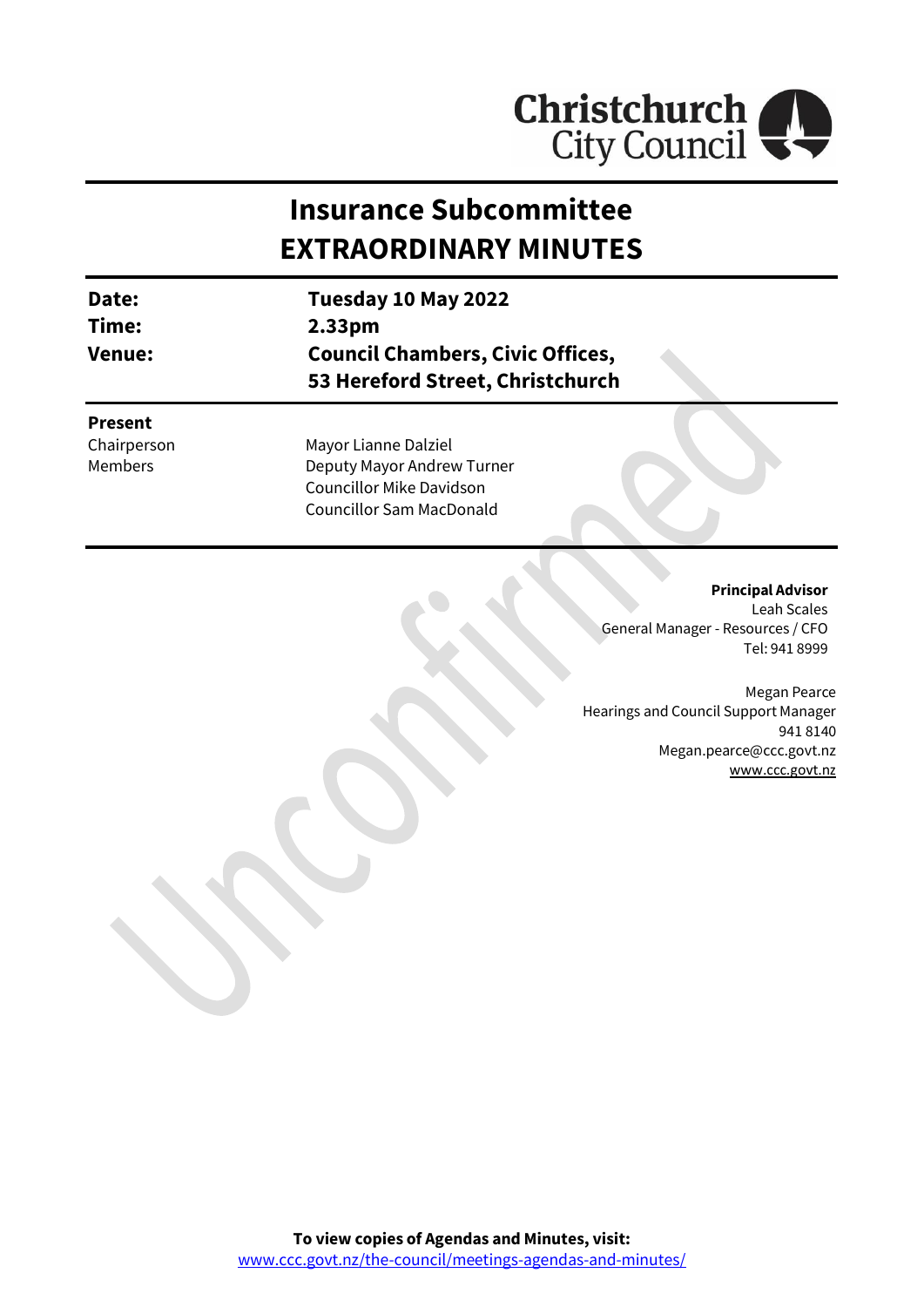# Insurance Subcommittee
# EXTRAORDINARY MINUTES

| | |
|---|---|
| **Date:** | **Tuesday 10 May 2022** |
| **Time:** | **2.33pm** |
| **Venue:** | **Council Chambers, Civic Offices, 53 Hereford Street, Christchurch** |

**Present**

| | |
|---|---|
| Chairperson | Mayor Lianne Dalziel |
| Members | Deputy Mayor Andrew Turner |
| | Councillor Mike Davidson |
| | Councillor Sam MacDonald |

**Principal Advisor**
Leah Scales
General Manager - Resources / CFO
Tel: 941 8999

Megan Pearce
Hearings and Council Support Manager
941 8140
Megan.pearce@ccc.govt.nz
www.ccc.govt.nz

**To view copies of Agendas and Minutes, visit:**
www.ccc.govt.nz/the-council/meetings-agendas-and-minutes/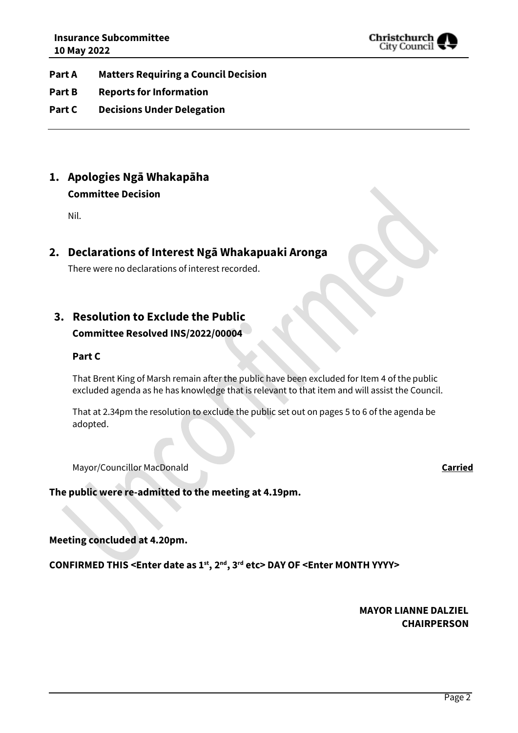**Part A Matters Requiring a Council Decision**

**Part B Reports for Information**

**Part C Decisions Under Delegation**

## 1. Apologies Ngā Whakapāha

**Committee Decision**

Nil.

## 2. Declarations of Interest Ngā Whakapuaki Aronga

There were no declarations of interest recorded.

## 3. Resolution to Exclude the Public

**Committee Resolved INS/2022/00004**

**Part C**

That Brent King of Marsh remain after the public have been excluded for Item 4 of the public excluded agenda as he has knowledge that is relevant to that item and will assist the Council.

That at 2.34pm the resolution to exclude the public set out on pages 5 to 6 of the agenda be adopted.

Mayor/Councillor MacDonald **Carried**

**The public were re-admitted to the meeting at 4.19pm.**

**Meeting concluded at 4.20pm.**

**CONFIRMED THIS <Enter date as 1st, 2nd, 3rd etc> DAY OF <Enter MONTH YYYY>**

**MAYOR LIANNE DALZIEL**
**CHAIRPERSON**